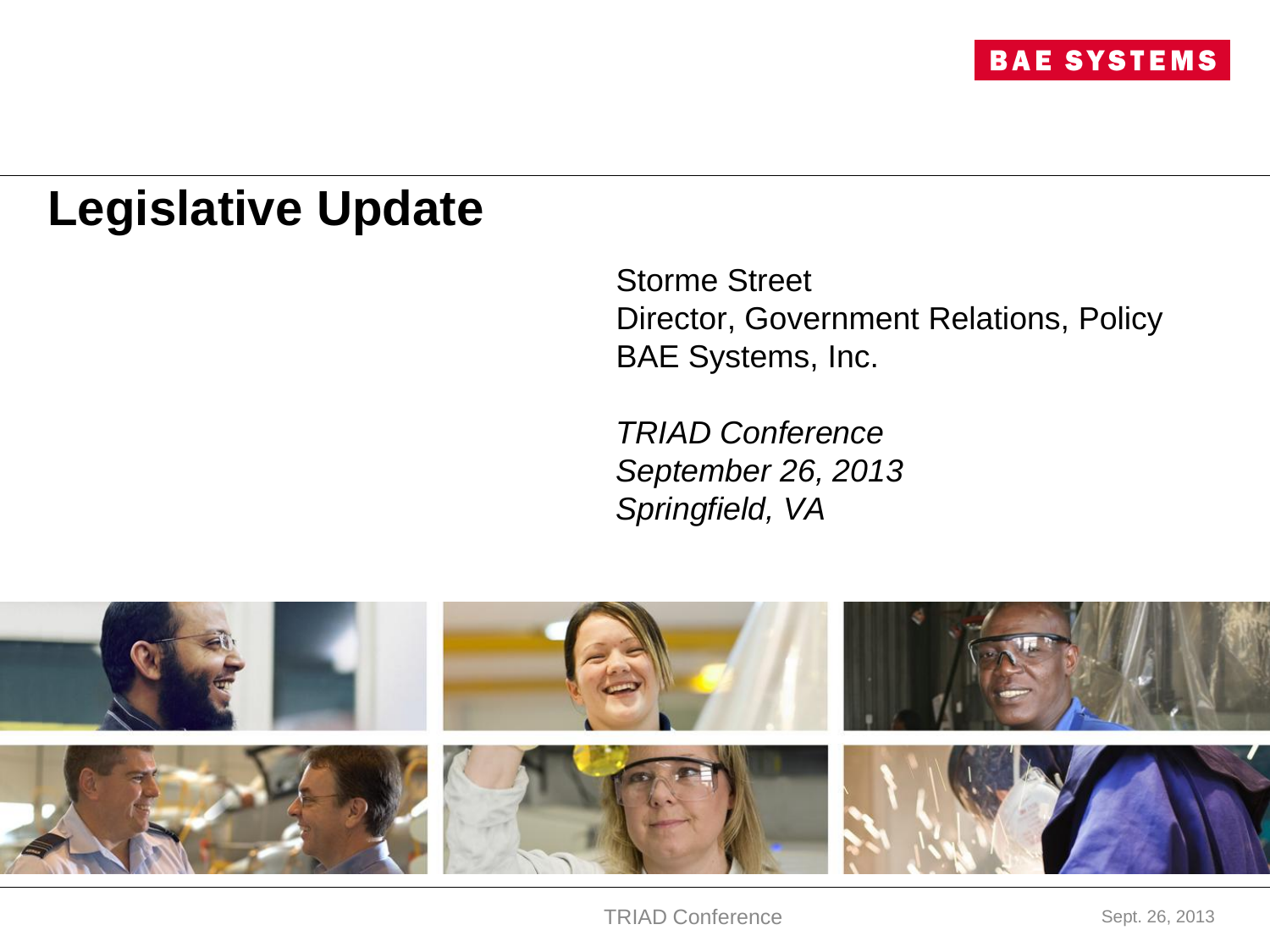BAE SYSTEMS

# Legislative Update

Storme Street
Director, Government Relations, Policy
BAE Systems, Inc.

*TRIAD Conference*
*September 26, 2013*
*Springfield, VA*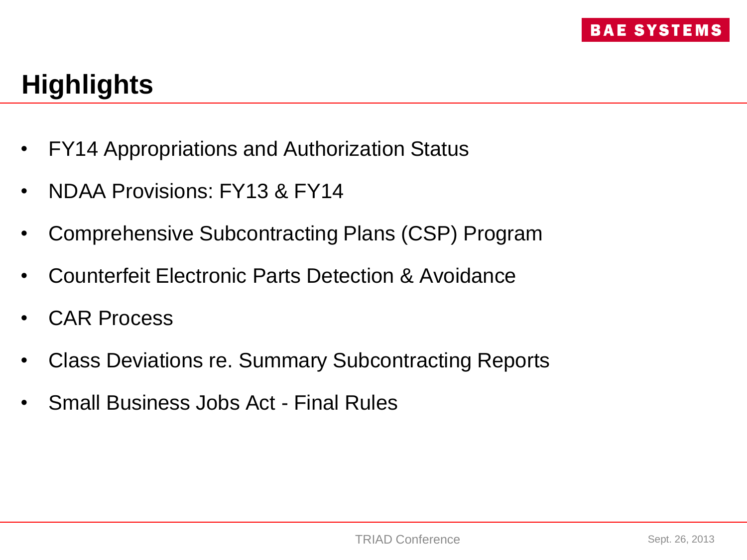# Highlights

- FY14 Appropriations and Authorization Status
- NDAA Provisions: FY13 & FY14
- Comprehensive Subcontracting Plans (CSP) Program
- Counterfeit Electronic Parts Detection & Avoidance
- CAR Process
- Class Deviations re. Summary Subcontracting Reports
- Small Business Jobs Act - Final Rules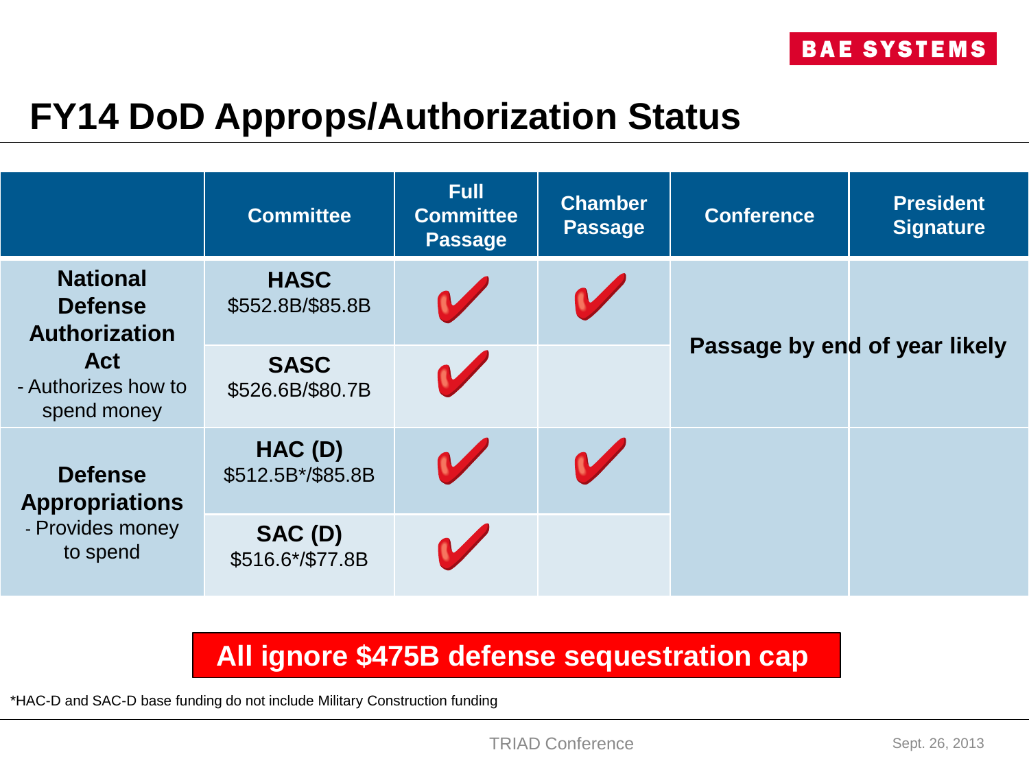# FY14 DoD Approps/Authorization Status

| | Committee | Full Committee Passage | Chamber Passage | Conference | President Signature |
|---|---|---|---|---|---|
| **National Defense Authorization Act** - Authorizes how to spend money | **HASC** $552.8B/$85.8B | ✔ | ✔ | **Passage by end of year likely** | |
| | **SASC** $526.6B/$80.7B | ✔ | | | |
| **Defense Appropriations** - Provides money to spend | **HAC (D)** $512.5B*/$85.8B | ✔ | ✔ | | |
| | **SAC (D)** $516.6*/$77.8B | ✔ | | | |

**All ignore $475B defense sequestration cap**

*HAC-D and SAC-D base funding do not include Military Construction funding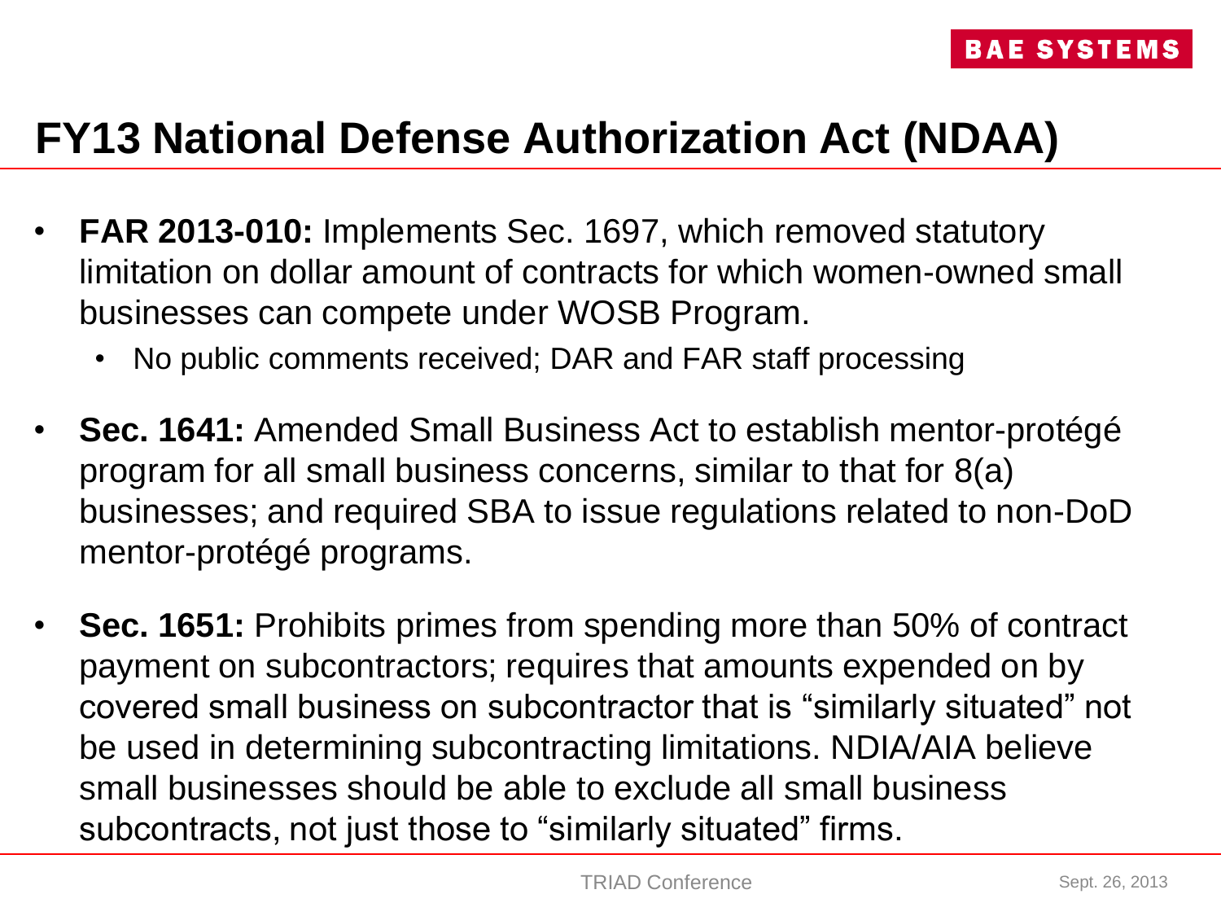# FY13 National Defense Authorization Act (NDAA)

- **FAR 2013-010:** Implements Sec. 1697, which removed statutory limitation on dollar amount of contracts for which women-owned small businesses can compete under WOSB Program.
  - No public comments received; DAR and FAR staff processing
- **Sec. 1641:** Amended Small Business Act to establish mentor-protégé program for all small business concerns, similar to that for 8(a) businesses; and required SBA to issue regulations related to non-DoD mentor-protégé programs.
- **Sec. 1651:** Prohibits primes from spending more than 50% of contract payment on subcontractors; requires that amounts expended on by covered small business on subcontractor that is "similarly situated" not be used in determining subcontracting limitations. NDIA/AIA believe small businesses should be able to exclude all small business subcontracts, not just those to "similarly situated" firms.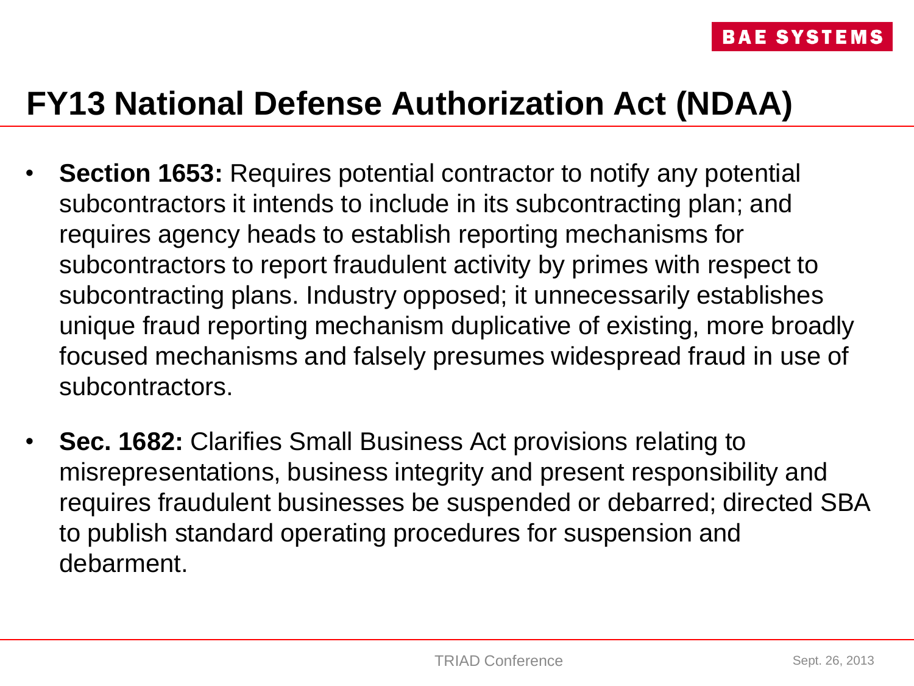# FY13 National Defense Authorization Act (NDAA)

- **Section 1653:** Requires potential contractor to notify any potential subcontractors it intends to include in its subcontracting plan; and requires agency heads to establish reporting mechanisms for subcontractors to report fraudulent activity by primes with respect to subcontracting plans. Industry opposed; it unnecessarily establishes unique fraud reporting mechanism duplicative of existing, more broadly focused mechanisms and falsely presumes widespread fraud in use of subcontractors.
- **Sec. 1682:** Clarifies Small Business Act provisions relating to misrepresentations, business integrity and present responsibility and requires fraudulent businesses be suspended or debarred; directed SBA to publish standard operating procedures for suspension and debarment.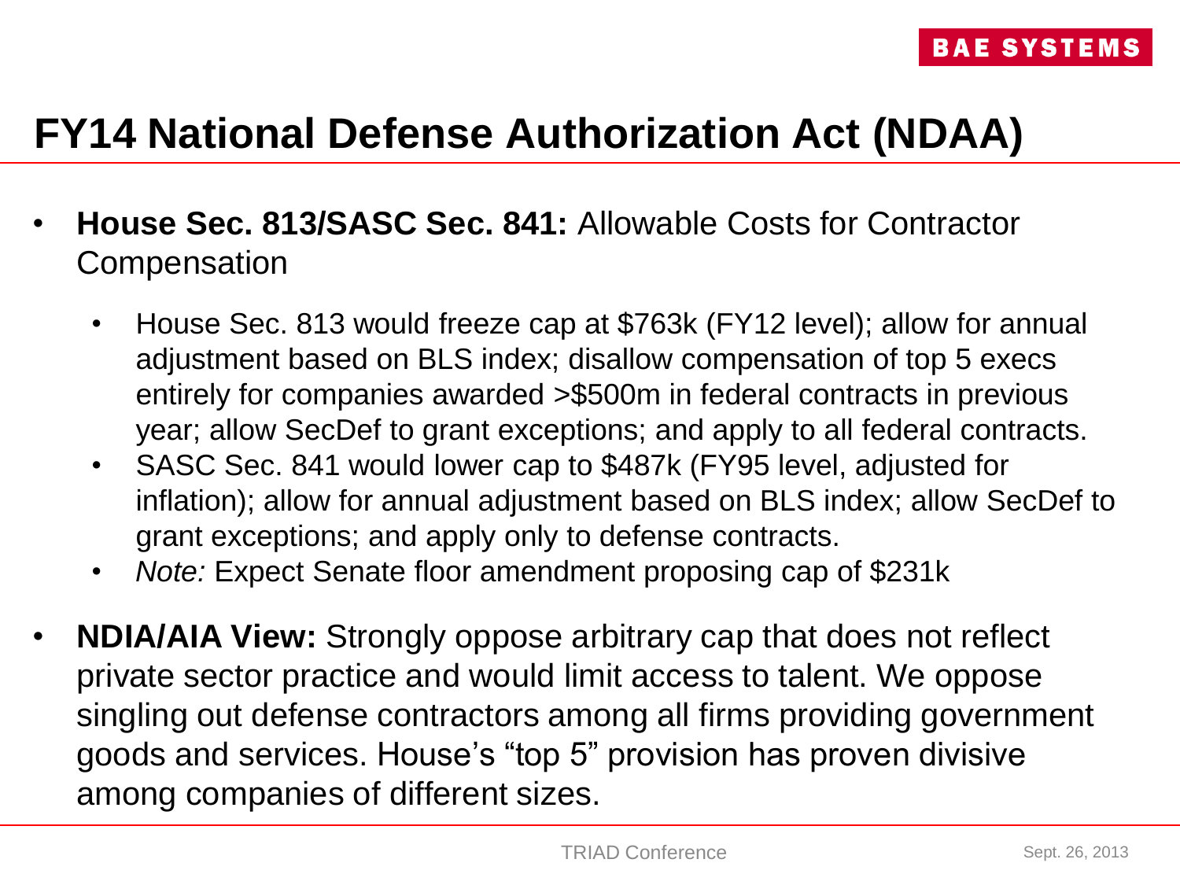# FY14 National Defense Authorization Act (NDAA)

- **House Sec. 813/SASC Sec. 841:** Allowable Costs for Contractor Compensation
  - House Sec. 813 would freeze cap at $763k (FY12 level); allow for annual adjustment based on BLS index; disallow compensation of top 5 execs entirely for companies awarded >$500m in federal contracts in previous year; allow SecDef to grant exceptions; and apply to all federal contracts.
  - SASC Sec. 841 would lower cap to $487k (FY95 level, adjusted for inflation); allow for annual adjustment based on BLS index; allow SecDef to grant exceptions; and apply only to defense contracts.
  - *Note:* Expect Senate floor amendment proposing cap of $231k
- **NDIA/AIA View:** Strongly oppose arbitrary cap that does not reflect private sector practice and would limit access to talent. We oppose singling out defense contractors among all firms providing government goods and services. House's "top 5" provision has proven divisive among companies of different sizes.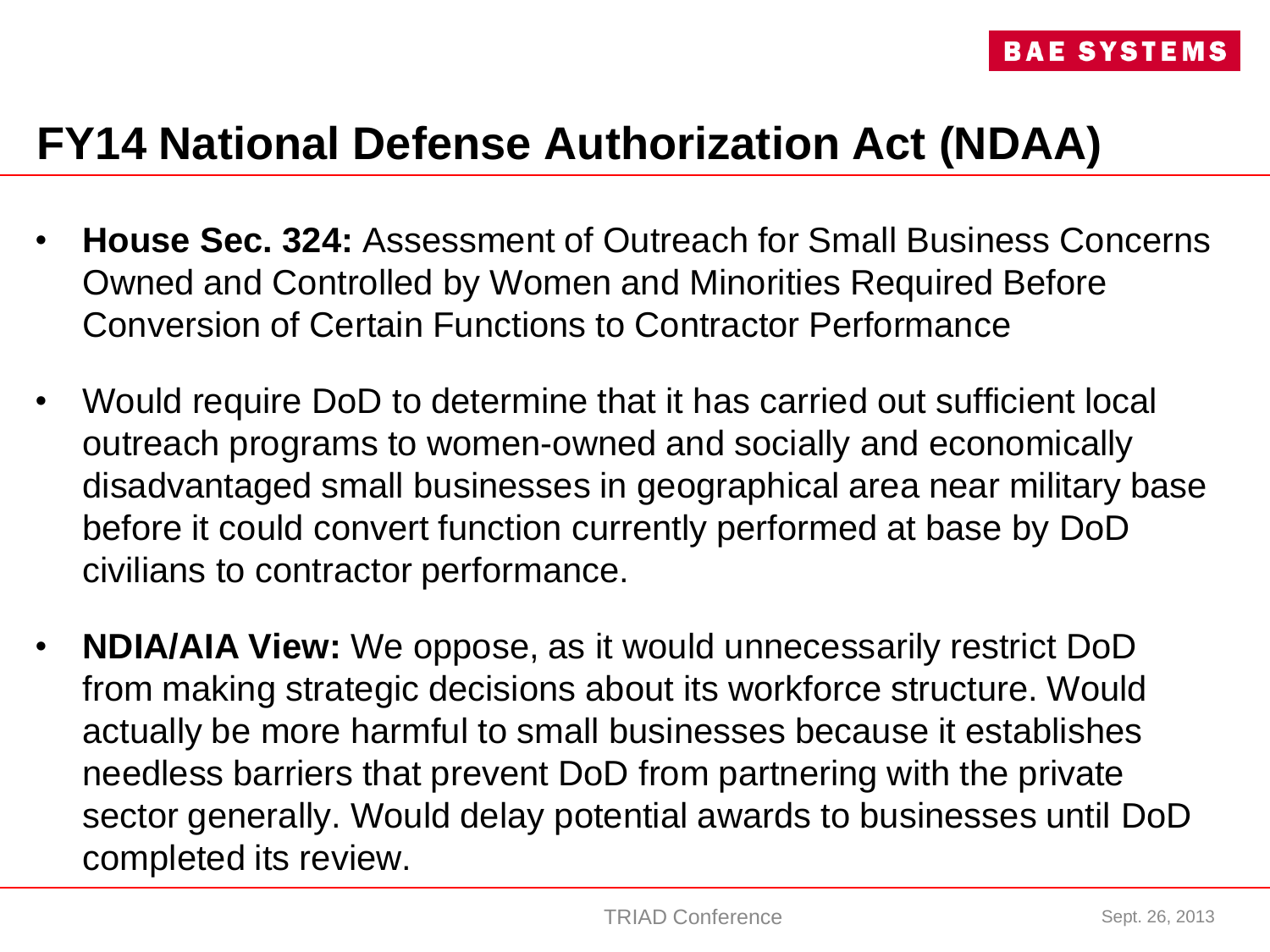# FY14 National Defense Authorization Act (NDAA)

- **House Sec. 324:** Assessment of Outreach for Small Business Concerns Owned and Controlled by Women and Minorities Required Before Conversion of Certain Functions to Contractor Performance
- Would require DoD to determine that it has carried out sufficient local outreach programs to women-owned and socially and economically disadvantaged small businesses in geographical area near military base before it could convert function currently performed at base by DoD civilians to contractor performance.
- **NDIA/AIA View:** We oppose, as it would unnecessarily restrict DoD from making strategic decisions about its workforce structure. Would actually be more harmful to small businesses because it establishes needless barriers that prevent DoD from partnering with the private sector generally. Would delay potential awards to businesses until DoD completed its review.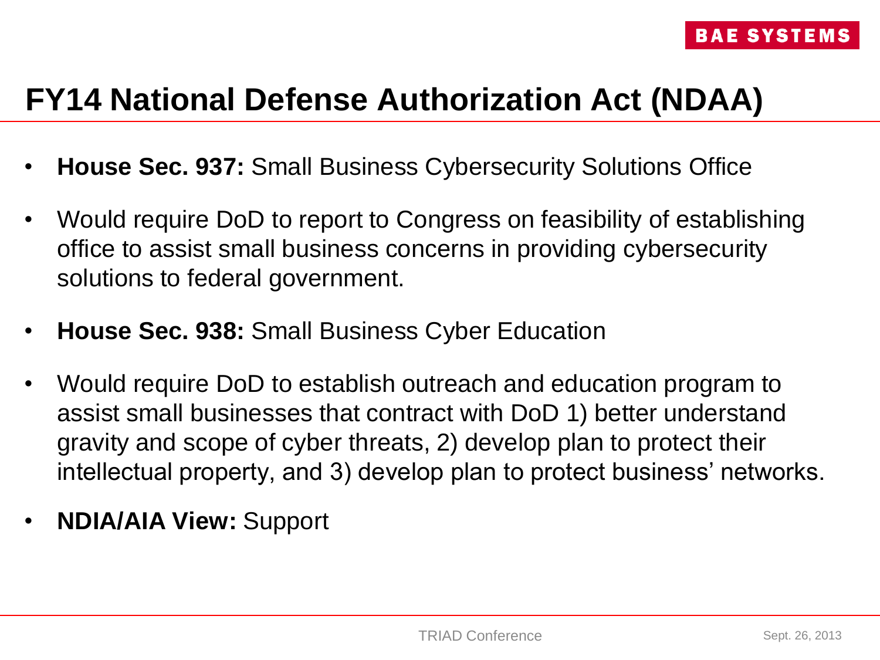# FY14 National Defense Authorization Act (NDAA)

- **House Sec. 937:** Small Business Cybersecurity Solutions Office
- Would require DoD to report to Congress on feasibility of establishing office to assist small business concerns in providing cybersecurity solutions to federal government.
- **House Sec. 938:** Small Business Cyber Education
- Would require DoD to establish outreach and education program to assist small businesses that contract with DoD 1) better understand gravity and scope of cyber threats, 2) develop plan to protect their intellectual property, and 3) develop plan to protect business' networks.
- **NDIA/AIA View:** Support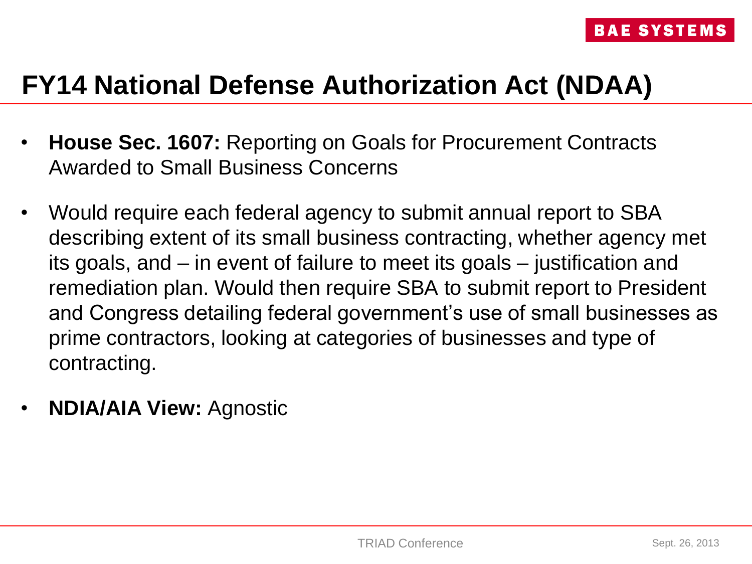# FY14 National Defense Authorization Act (NDAA)

- **House Sec. 1607:** Reporting on Goals for Procurement Contracts Awarded to Small Business Concerns
- Would require each federal agency to submit annual report to SBA describing extent of its small business contracting, whether agency met its goals, and – in event of failure to meet its goals – justification and remediation plan. Would then require SBA to submit report to President and Congress detailing federal government's use of small businesses as prime contractors, looking at categories of businesses and type of contracting.
- **NDIA/AIA View:** Agnostic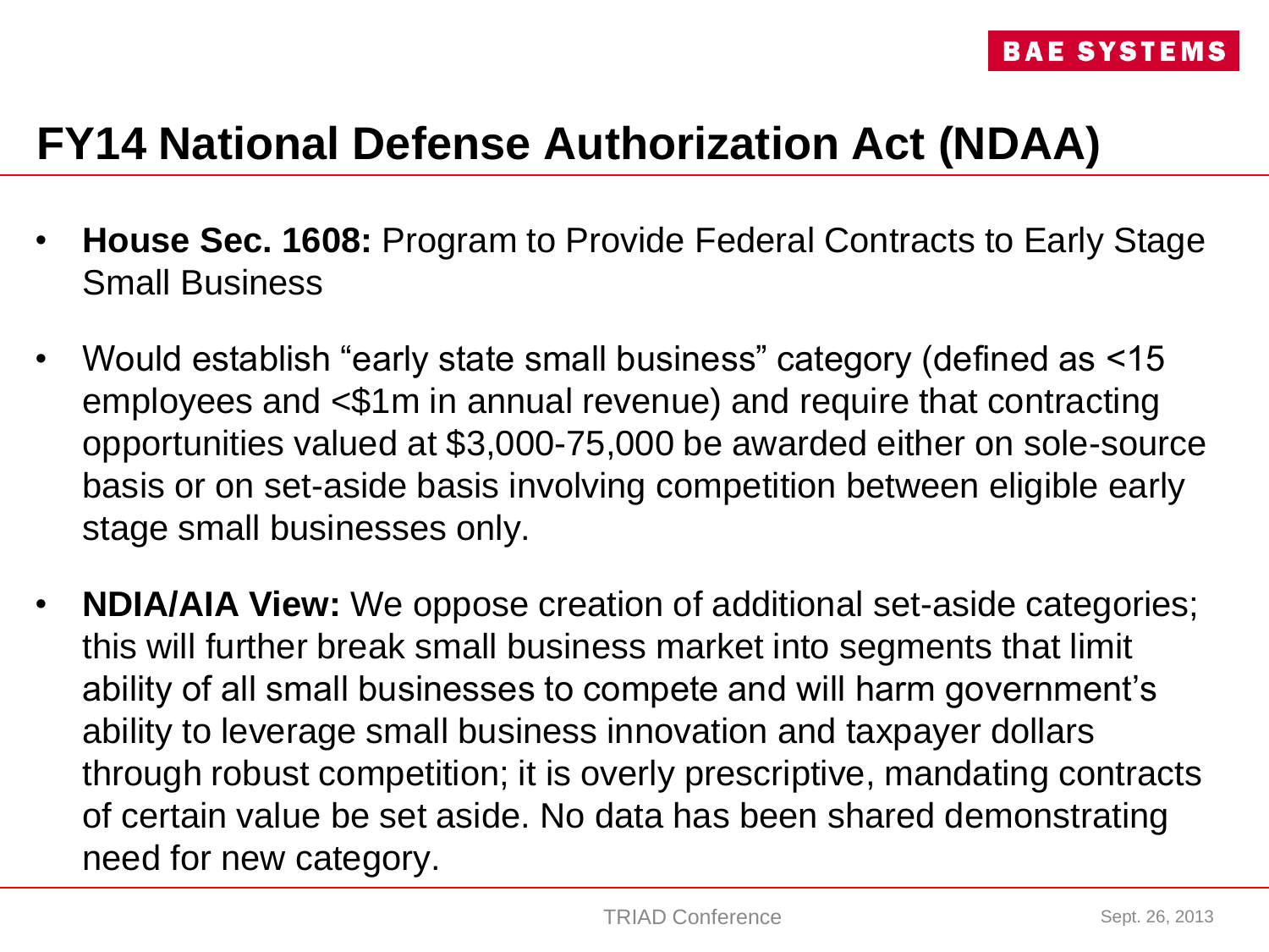# FY14 National Defense Authorization Act (NDAA)

- **House Sec. 1608:** Program to Provide Federal Contracts to Early Stage Small Business
- Would establish "early state small business" category (defined as <15 employees and <$1m in annual revenue) and require that contracting opportunities valued at $3,000-75,000 be awarded either on sole-source basis or on set-aside basis involving competition between eligible early stage small businesses only.
- **NDIA/AIA View:** We oppose creation of additional set-aside categories; this will further break small business market into segments that limit ability of all small businesses to compete and will harm government's ability to leverage small business innovation and taxpayer dollars through robust competition; it is overly prescriptive, mandating contracts of certain value be set aside. No data has been shared demonstrating need for new category.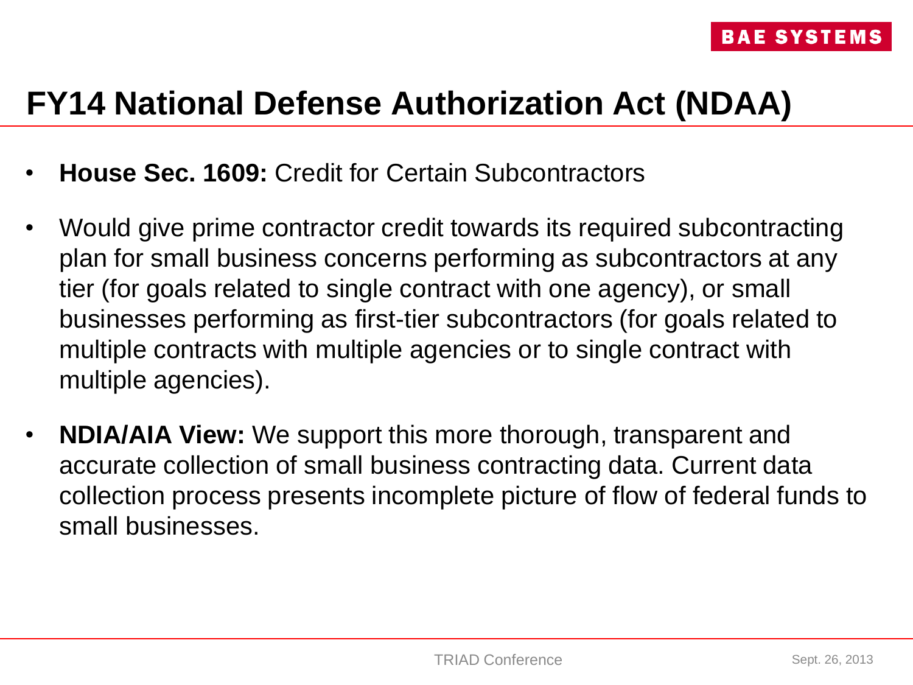# FY14 National Defense Authorization Act (NDAA)

- **House Sec. 1609:** Credit for Certain Subcontractors
- Would give prime contractor credit towards its required subcontracting plan for small business concerns performing as subcontractors at any tier (for goals related to single contract with one agency), or small businesses performing as first-tier subcontractors (for goals related to multiple contracts with multiple agencies or to single contract with multiple agencies).
- **NDIA/AIA View:** We support this more thorough, transparent and accurate collection of small business contracting data. Current data collection process presents incomplete picture of flow of federal funds to small businesses.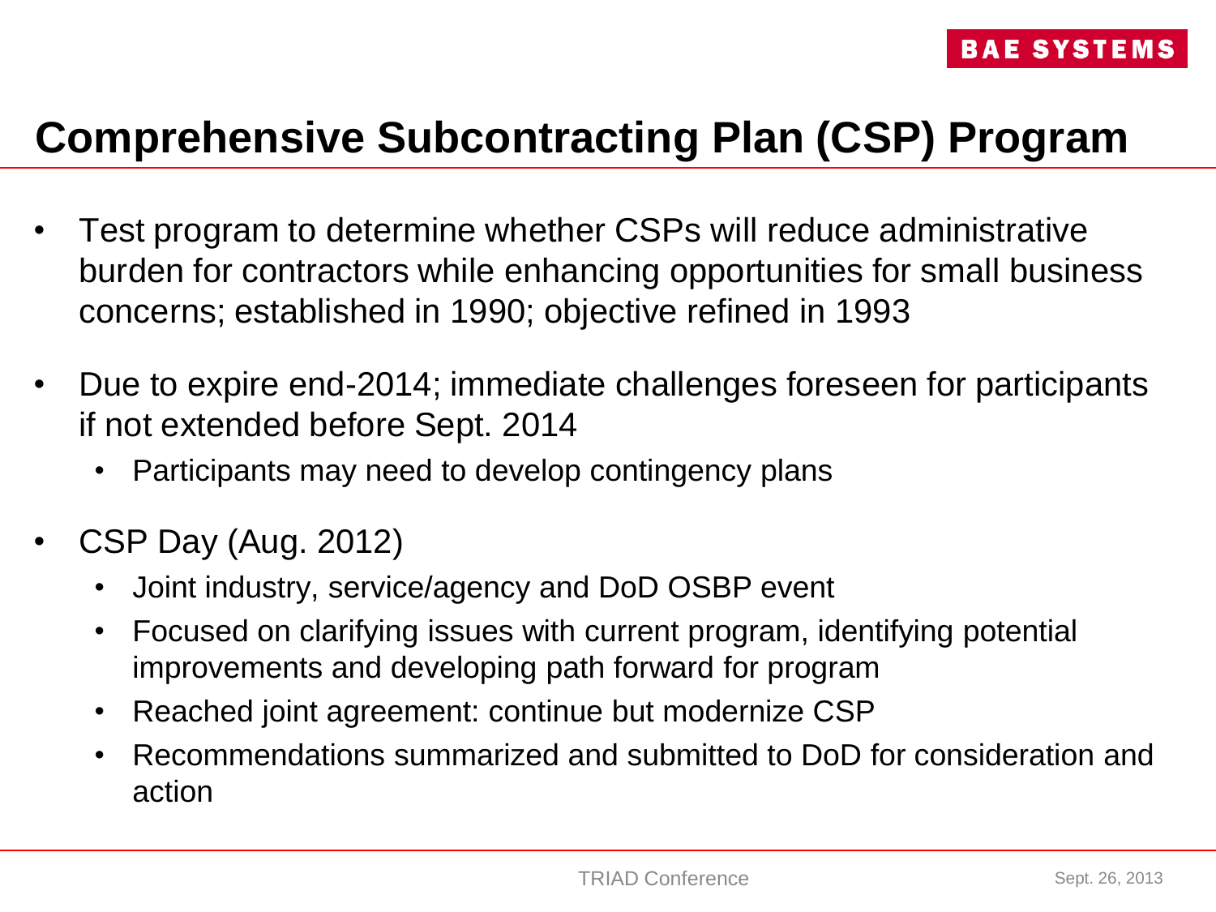# Comprehensive Subcontracting Plan (CSP) Program

- Test program to determine whether CSPs will reduce administrative burden for contractors while enhancing opportunities for small business concerns; established in 1990; objective refined in 1993
- Due to expire end-2014; immediate challenges foreseen for participants if not extended before Sept. 2014
  - Participants may need to develop contingency plans
- CSP Day (Aug. 2012)
  - Joint industry, service/agency and DoD OSBP event
  - Focused on clarifying issues with current program, identifying potential improvements and developing path forward for program
  - Reached joint agreement: continue but modernize CSP
  - Recommendations summarized and submitted to DoD for consideration and action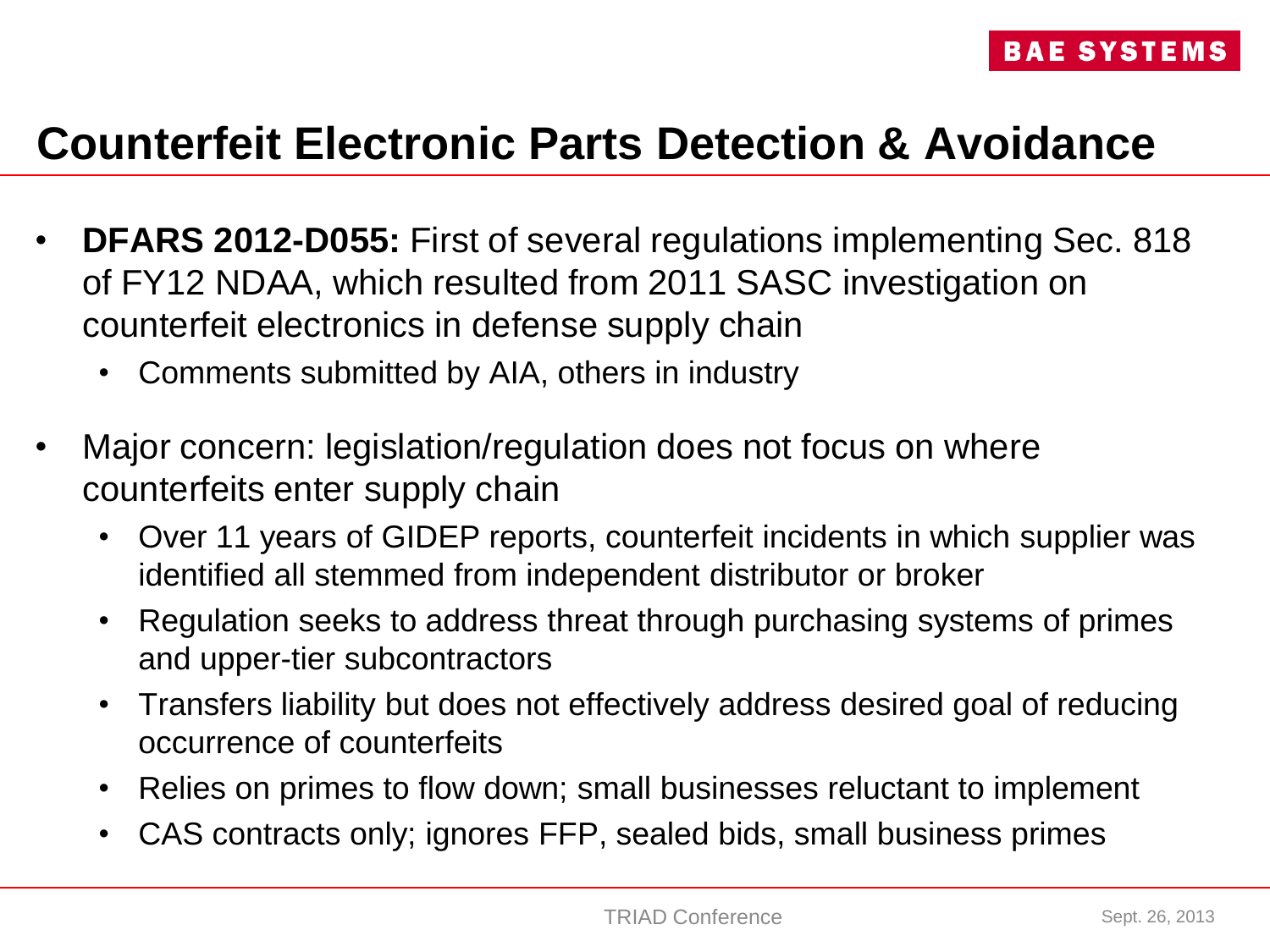# Counterfeit Electronic Parts Detection & Avoidance

- **DFARS 2012-D055:** First of several regulations implementing Sec. 818 of FY12 NDAA, which resulted from 2011 SASC investigation on counterfeit electronics in defense supply chain
  - Comments submitted by AIA, others in industry
- Major concern: legislation/regulation does not focus on where counterfeits enter supply chain
  - Over 11 years of GIDEP reports, counterfeit incidents in which supplier was identified all stemmed from independent distributor or broker
  - Regulation seeks to address threat through purchasing systems of primes and upper-tier subcontractors
  - Transfers liability but does not effectively address desired goal of reducing occurrence of counterfeits
  - Relies on primes to flow down; small businesses reluctant to implement
  - CAS contracts only; ignores FFP, sealed bids, small business primes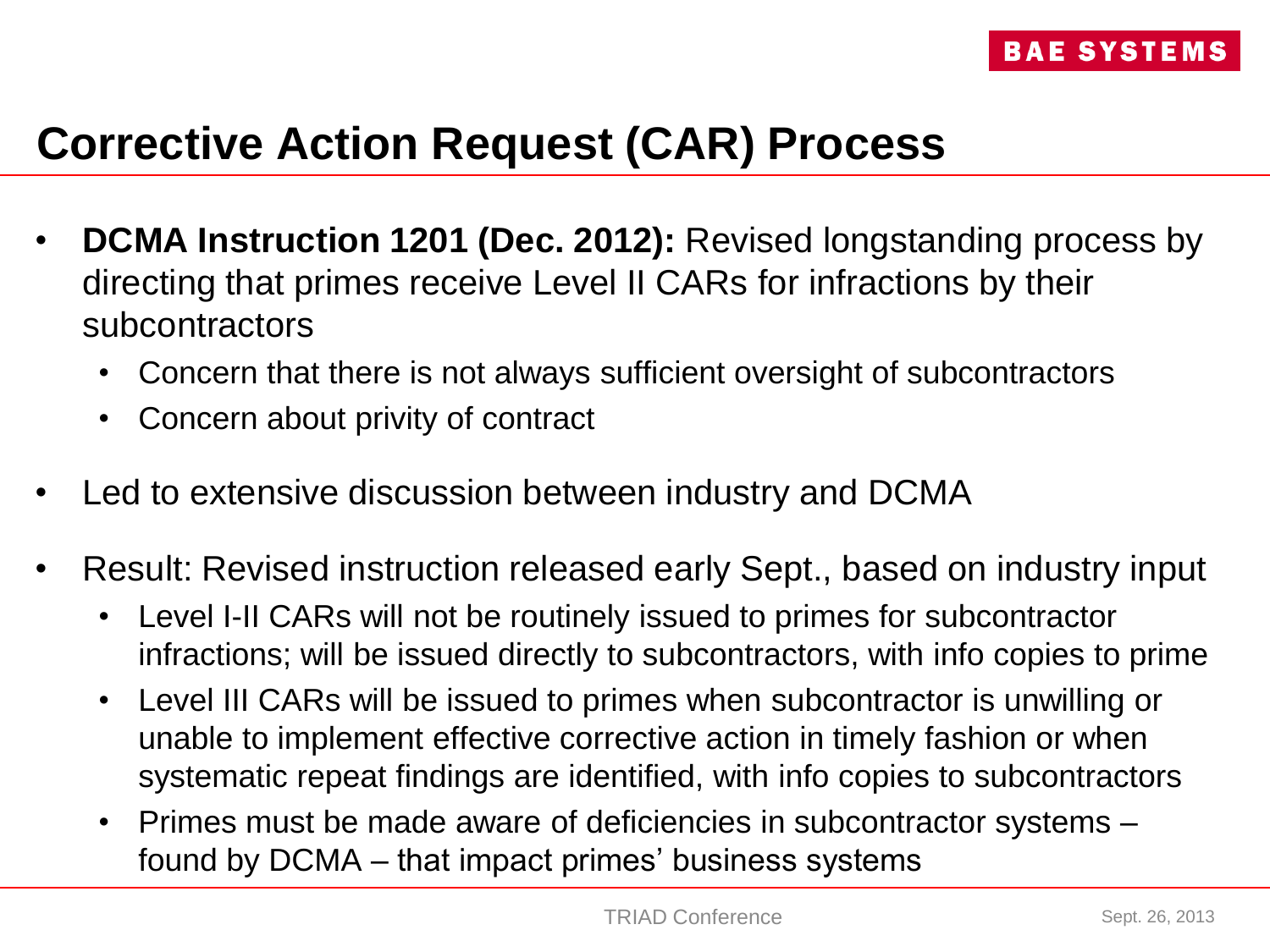# Corrective Action Request (CAR) Process

- **DCMA Instruction 1201 (Dec. 2012):** Revised longstanding process by directing that primes receive Level II CARs for infractions by their subcontractors
  - Concern that there is not always sufficient oversight of subcontractors
  - Concern about privity of contract
- Led to extensive discussion between industry and DCMA
- Result: Revised instruction released early Sept., based on industry input
  - Level I-II CARs will not be routinely issued to primes for subcontractor infractions; will be issued directly to subcontractors, with info copies to prime
  - Level III CARs will be issued to primes when subcontractor is unwilling or unable to implement effective corrective action in timely fashion or when systematic repeat findings are identified, with info copies to subcontractors
  - Primes must be made aware of deficiencies in subcontractor systems – found by DCMA – that impact primes' business systems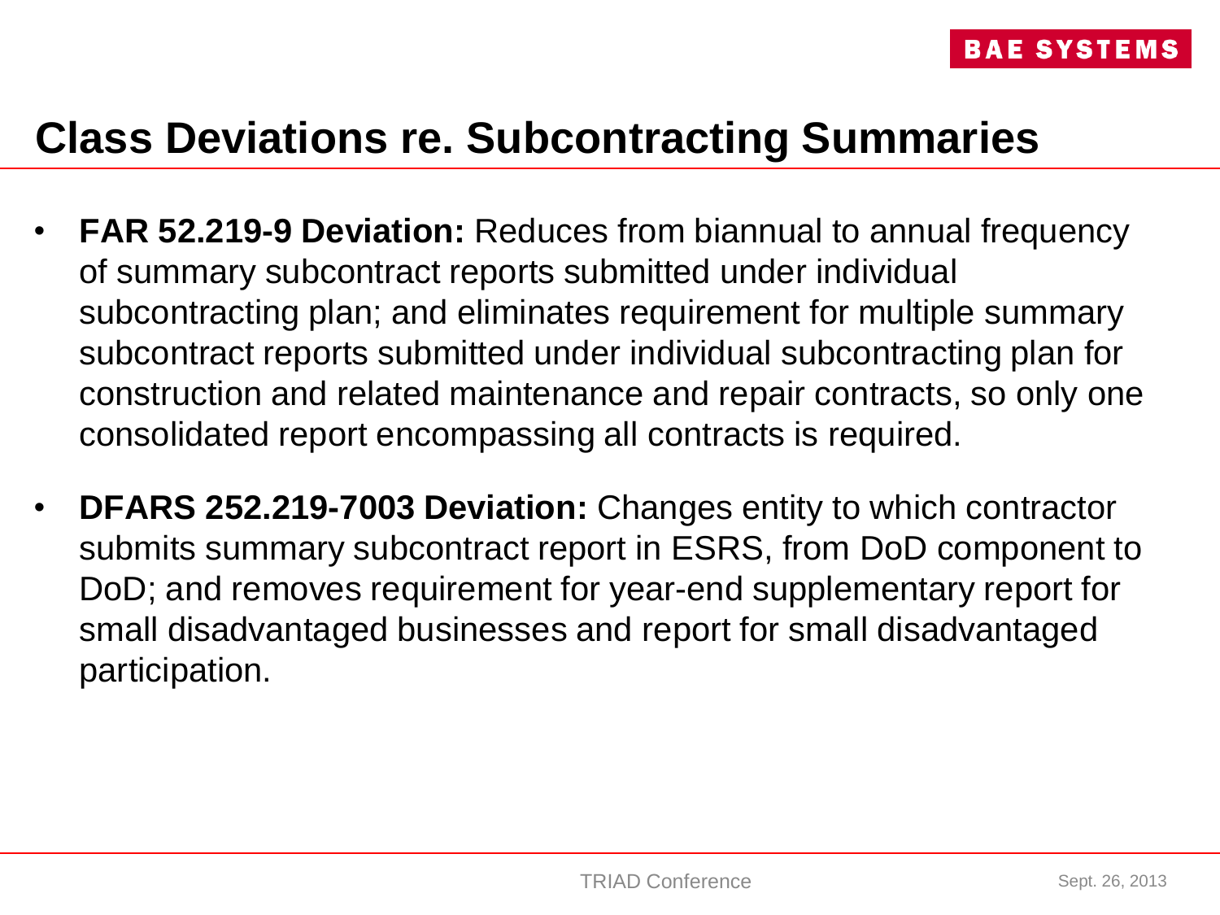# Class Deviations re. Subcontracting Summaries

- **FAR 52.219-9 Deviation:** Reduces from biannual to annual frequency of summary subcontract reports submitted under individual subcontracting plan; and eliminates requirement for multiple summary subcontract reports submitted under individual subcontracting plan for construction and related maintenance and repair contracts, so only one consolidated report encompassing all contracts is required.
- **DFARS 252.219-7003 Deviation:** Changes entity to which contractor submits summary subcontract report in ESRS, from DoD component to DoD; and removes requirement for year-end supplementary report for small disadvantaged businesses and report for small disadvantaged participation.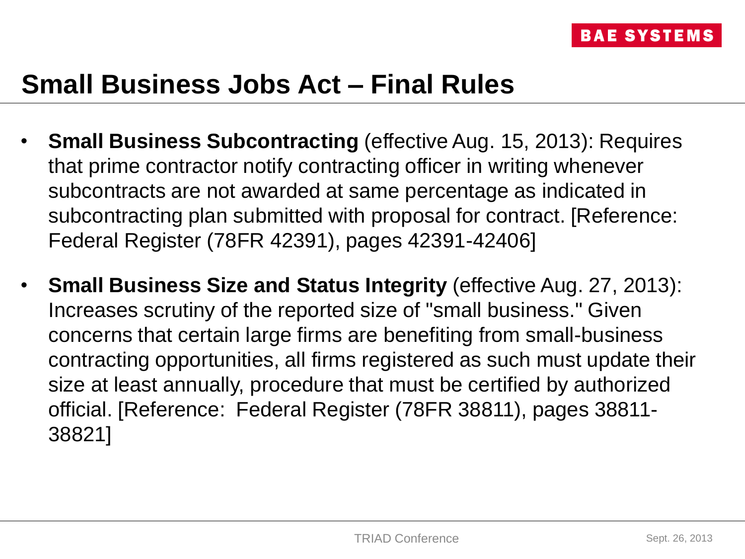# Small Business Jobs Act – Final Rules

- **Small Business Subcontracting** (effective Aug. 15, 2013): Requires that prime contractor notify contracting officer in writing whenever subcontracts are not awarded at same percentage as indicated in subcontracting plan submitted with proposal for contract. [Reference: Federal Register (78FR 42391), pages 42391-42406]
- **Small Business Size and Status Integrity** (effective Aug. 27, 2013): Increases scrutiny of the reported size of "small business." Given concerns that certain large firms are benefiting from small-business contracting opportunities, all firms registered as such must update their size at least annually, procedure that must be certified by authorized official. [Reference: Federal Register (78FR 38811), pages 38811-38821]